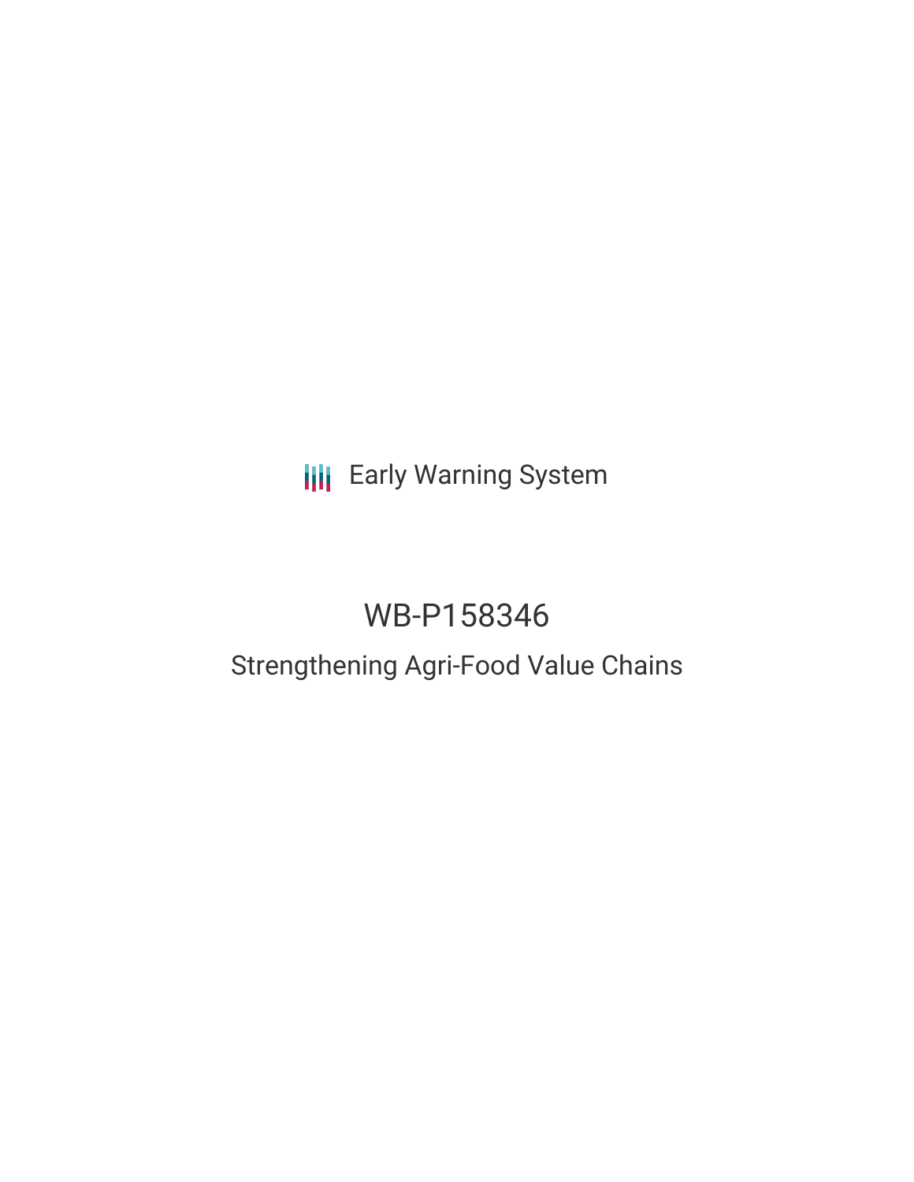Early Warning System

# WB-P158346

## Strengthening Agri-Food Value Chains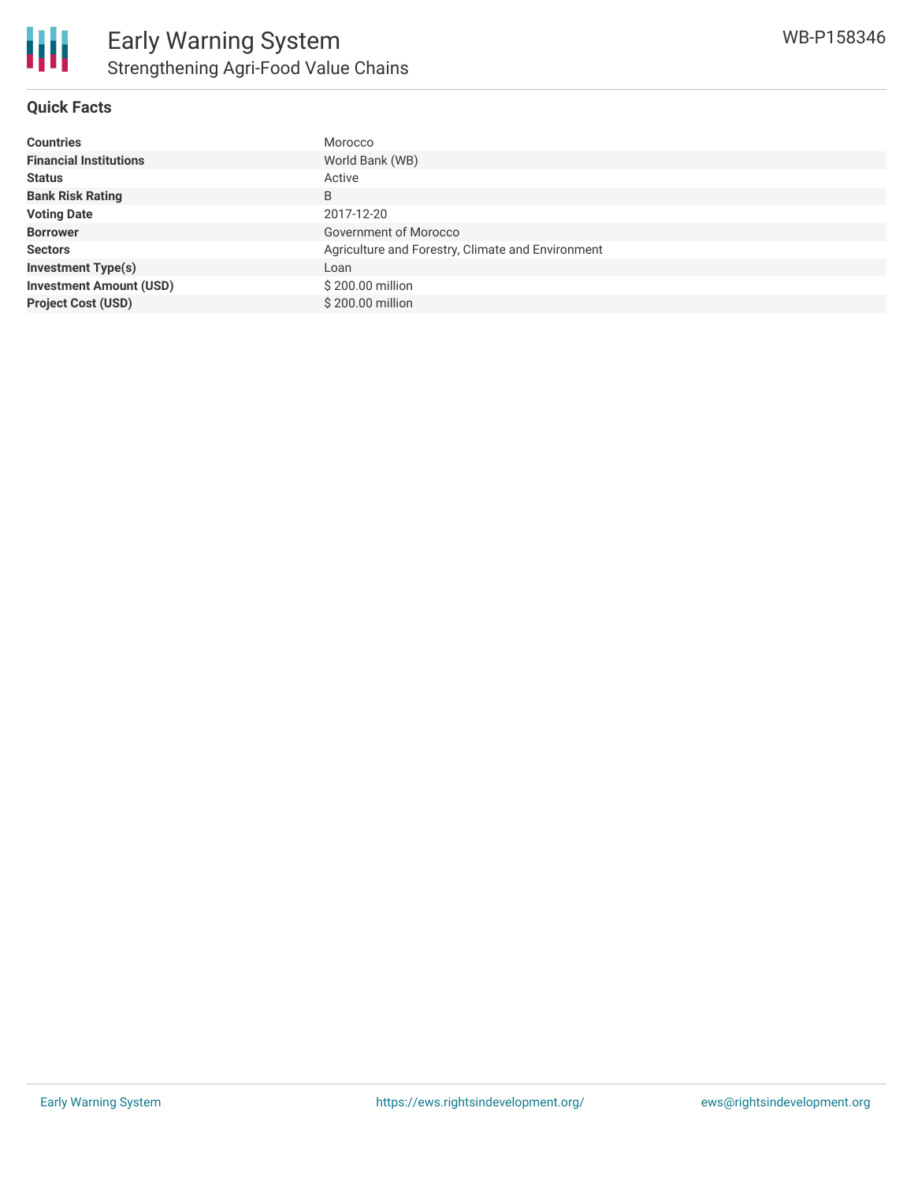## Quick Facts

| | |
|---|---|
| **Countries** | Morocco |
| **Financial Institutions** | World Bank (WB) |
| **Status** | Active |
| **Bank Risk Rating** | B |
| **Voting Date** | 2017-12-20 |
| **Borrower** | Government of Morocco |
| **Sectors** | Agriculture and Forestry, Climate and Environment |
| **Investment Type(s)** | Loan |
| **Investment Amount (USD)** | $ 200.00 million |
| **Project Cost (USD)** | $ 200.00 million |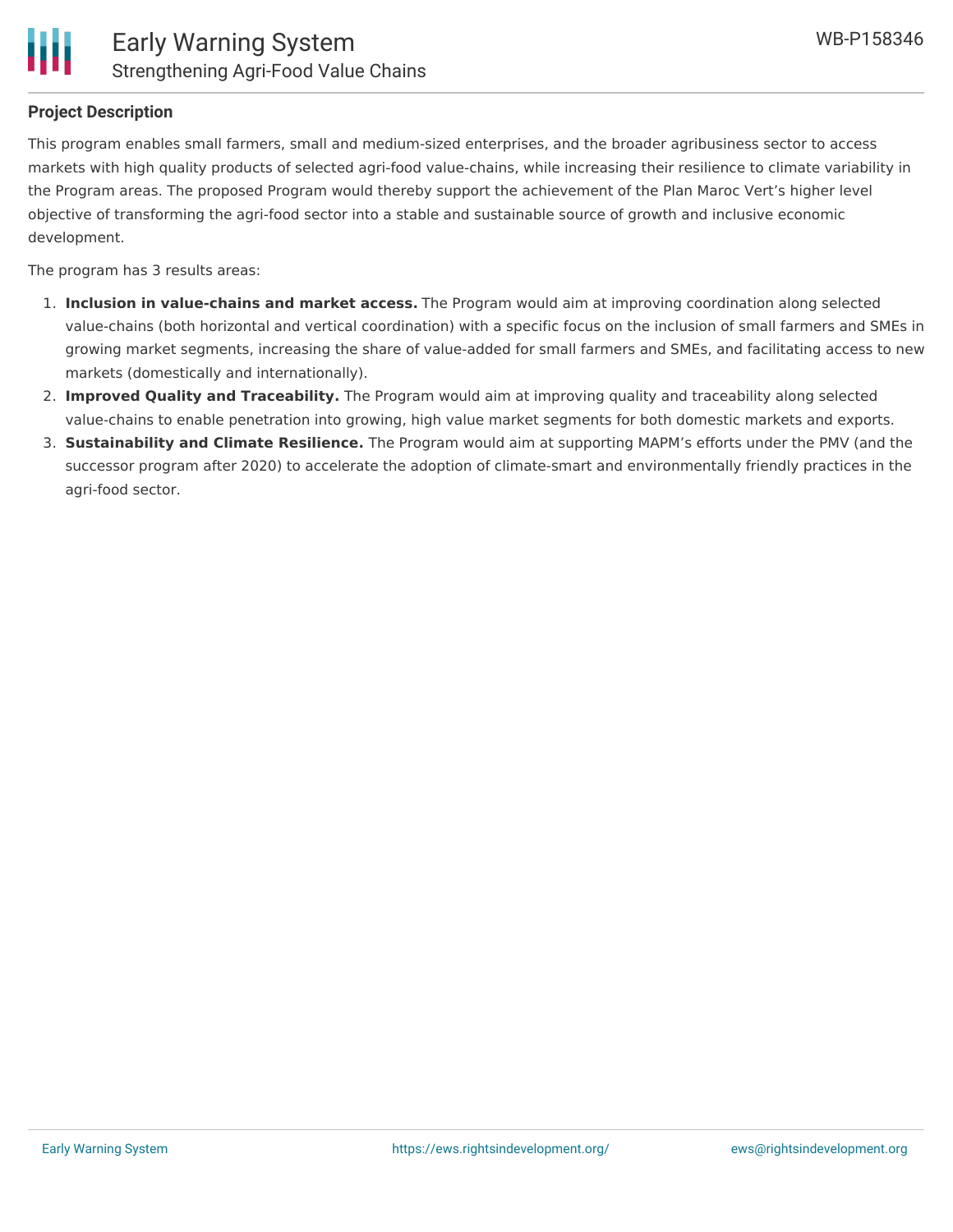## Project Description

This program enables small farmers, small and medium-sized enterprises, and the broader agribusiness sector to access markets with high quality products of selected agri-food value-chains, while increasing their resilience to climate variability in the Program areas. The proposed Program would thereby support the achievement of the Plan Maroc Vert's higher level objective of transforming the agri-food sector into a stable and sustainable source of growth and inclusive economic development.

The program has 3 results areas:

1. **Inclusion in value-chains and market access.** The Program would aim at improving coordination along selected value-chains (both horizontal and vertical coordination) with a specific focus on the inclusion of small farmers and SMEs in growing market segments, increasing the share of value-added for small farmers and SMEs, and facilitating access to new markets (domestically and internationally).
2. **Improved Quality and Traceability.** The Program would aim at improving quality and traceability along selected value-chains to enable penetration into growing, high value market segments for both domestic markets and exports.
3. **Sustainability and Climate Resilience.** The Program would aim at supporting MAPM's efforts under the PMV (and the successor program after 2020) to accelerate the adoption of climate-smart and environmentally friendly practices in the agri-food sector.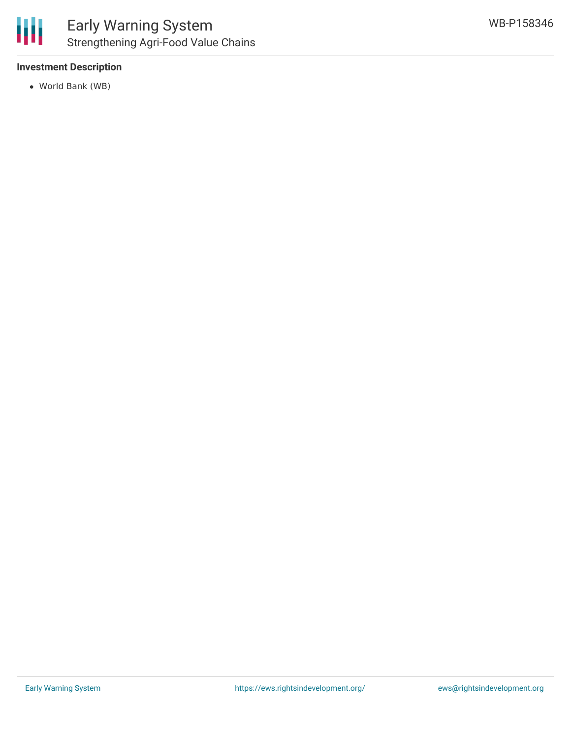### Investment Description

- World Bank (WB)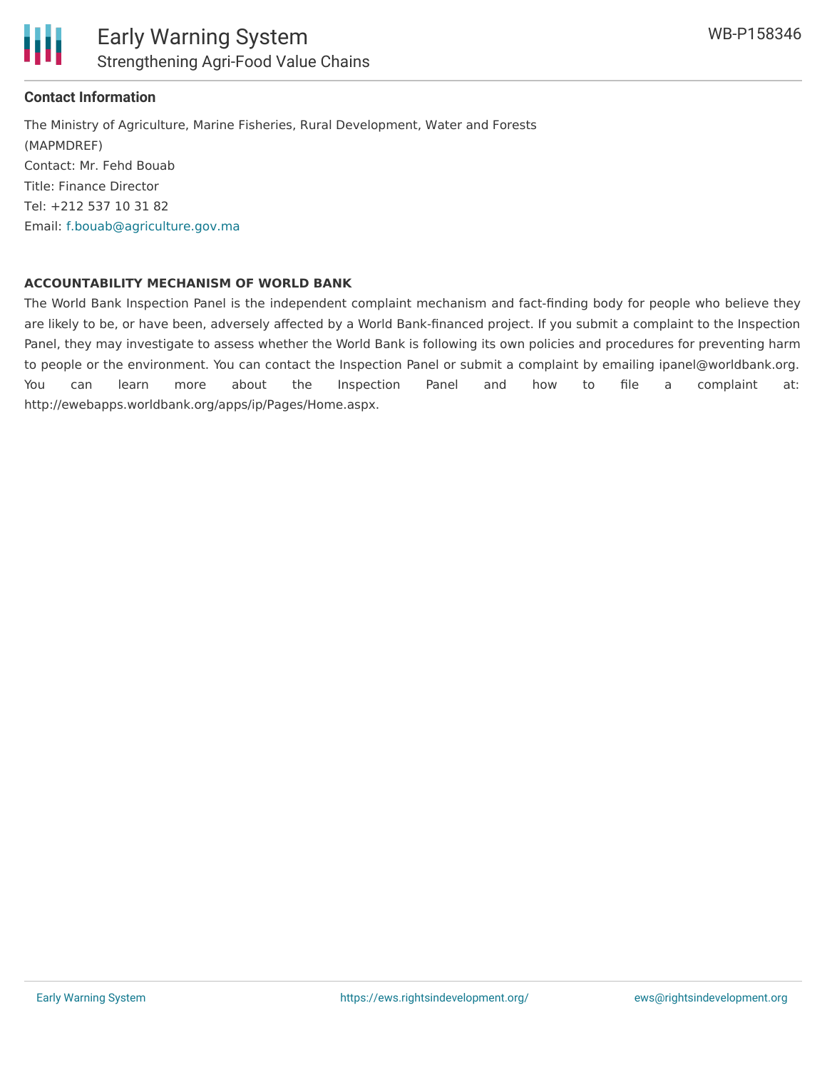## Contact Information

The Ministry of Agriculture, Marine Fisheries, Rural Development, Water and Forests (MAPMDREF)
Contact: Mr. Fehd Bouab
Title: Finance Director
Tel: +212 537 10 31 82
Email: f.bouab@agriculture.gov.ma

### ACCOUNTABILITY MECHANISM OF WORLD BANK

The World Bank Inspection Panel is the independent complaint mechanism and fact-finding body for people who believe they are likely to be, or have been, adversely affected by a World Bank-financed project. If you submit a complaint to the Inspection Panel, they may investigate to assess whether the World Bank is following its own policies and procedures for preventing harm to people or the environment. You can contact the Inspection Panel or submit a complaint by emailing ipanel@worldbank.org. You can learn more about the Inspection Panel and how to file a complaint at: http://ewebapps.worldbank.org/apps/ip/Pages/Home.aspx.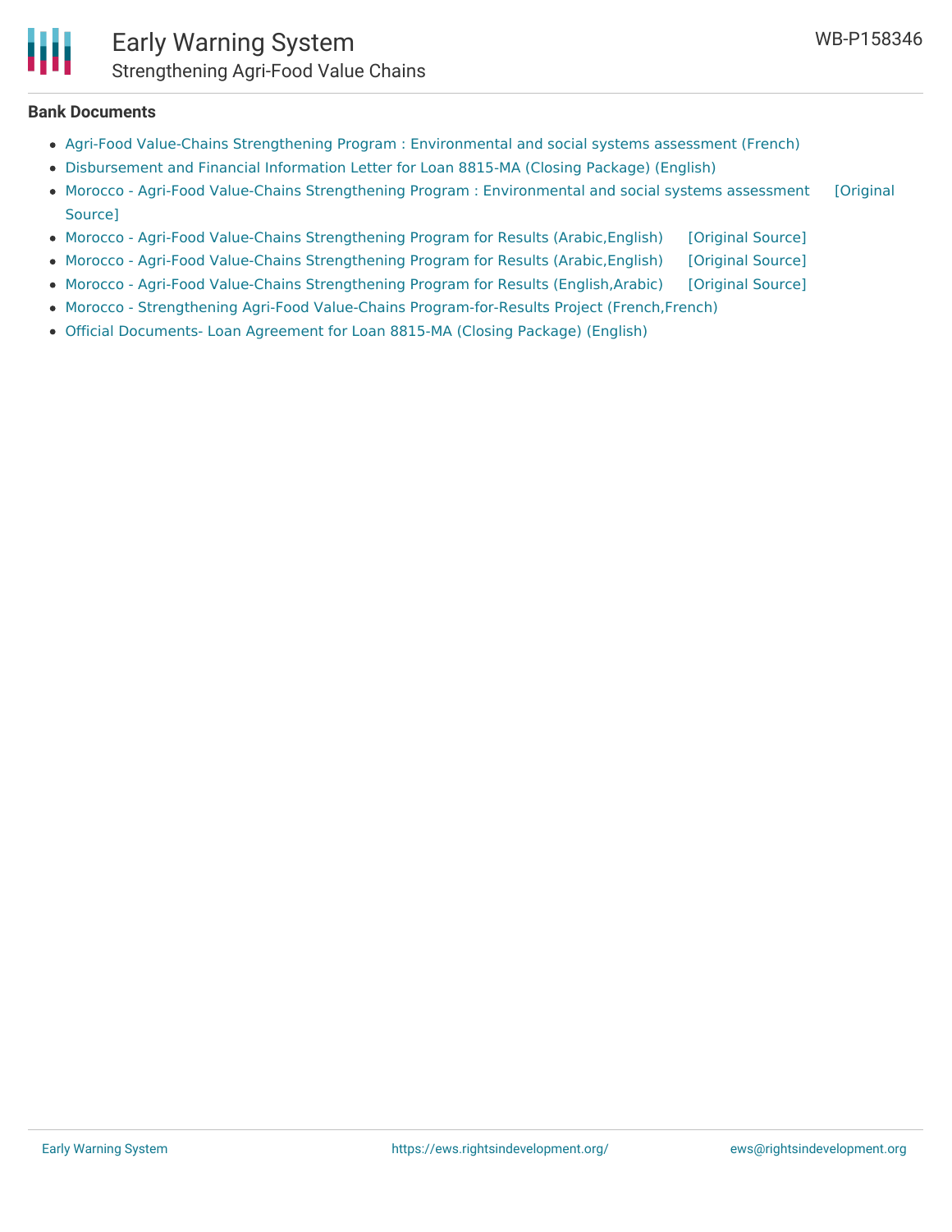**Bank Documents**

- Agri-Food Value-Chains Strengthening Program : Environmental and social systems assessment (French)
- Disbursement and Financial Information Letter for Loan 8815-MA (Closing Package) (English)
- Morocco - Agri-Food Value-Chains Strengthening Program : Environmental and social systems assessment [Original Source]
- Morocco - Agri-Food Value-Chains Strengthening Program for Results (Arabic,English) [Original Source]
- Morocco - Agri-Food Value-Chains Strengthening Program for Results (Arabic,English) [Original Source]
- Morocco - Agri-Food Value-Chains Strengthening Program for Results (English,Arabic) [Original Source]
- Morocco - Strengthening Agri-Food Value-Chains Program-for-Results Project (French,French)
- Official Documents- Loan Agreement for Loan 8815-MA (Closing Package) (English)